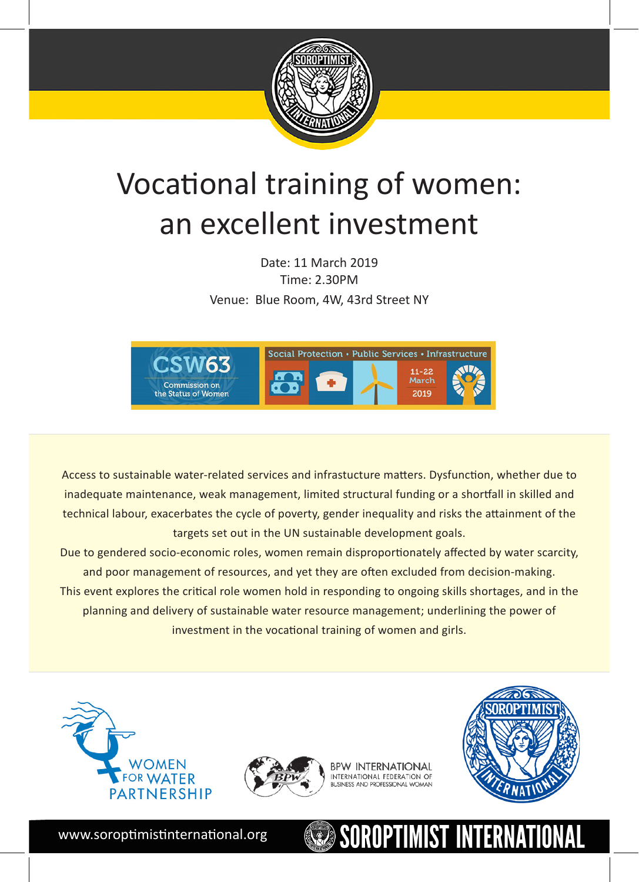# Vocational training of women: an excellent investment

Date: 11 March 2019
Time: 2.30PM
Venue: Blue Room, 4W, 43rd Street NY

CSW63 Commission on the Status of Women

Social Protection • Public Services • Infrastructure

11-22 March 2019

Access to sustainable water-related services and infrastucture matters. Dysfunction, whether due to inadequate maintenance, weak management, limited structural funding or a shortfall in skilled and technical labour, exacerbates the cycle of poverty, gender inequality and risks the attainment of the targets set out in the UN sustainable development goals.

Due to gendered socio-economic roles, women remain disproportionately affected by water scarcity, and poor management of resources, and yet they are often excluded from decision-making.

This event explores the critical role women hold in responding to ongoing skills shortages, and in the planning and delivery of sustainable water resource management; underlining the power of investment in the vocational training of women and girls.

WOMEN FOR WATER PARTNERSHIP

BPW INTERNATIONAL
INTERNATIONAL FEDERATION OF BUSINESS AND PROFESSIONAL WOMAN

SOROPTIMIST INTERNATIONAL

www.soroptimistinternational.org

SOROPTIMIST INTERNATIONAL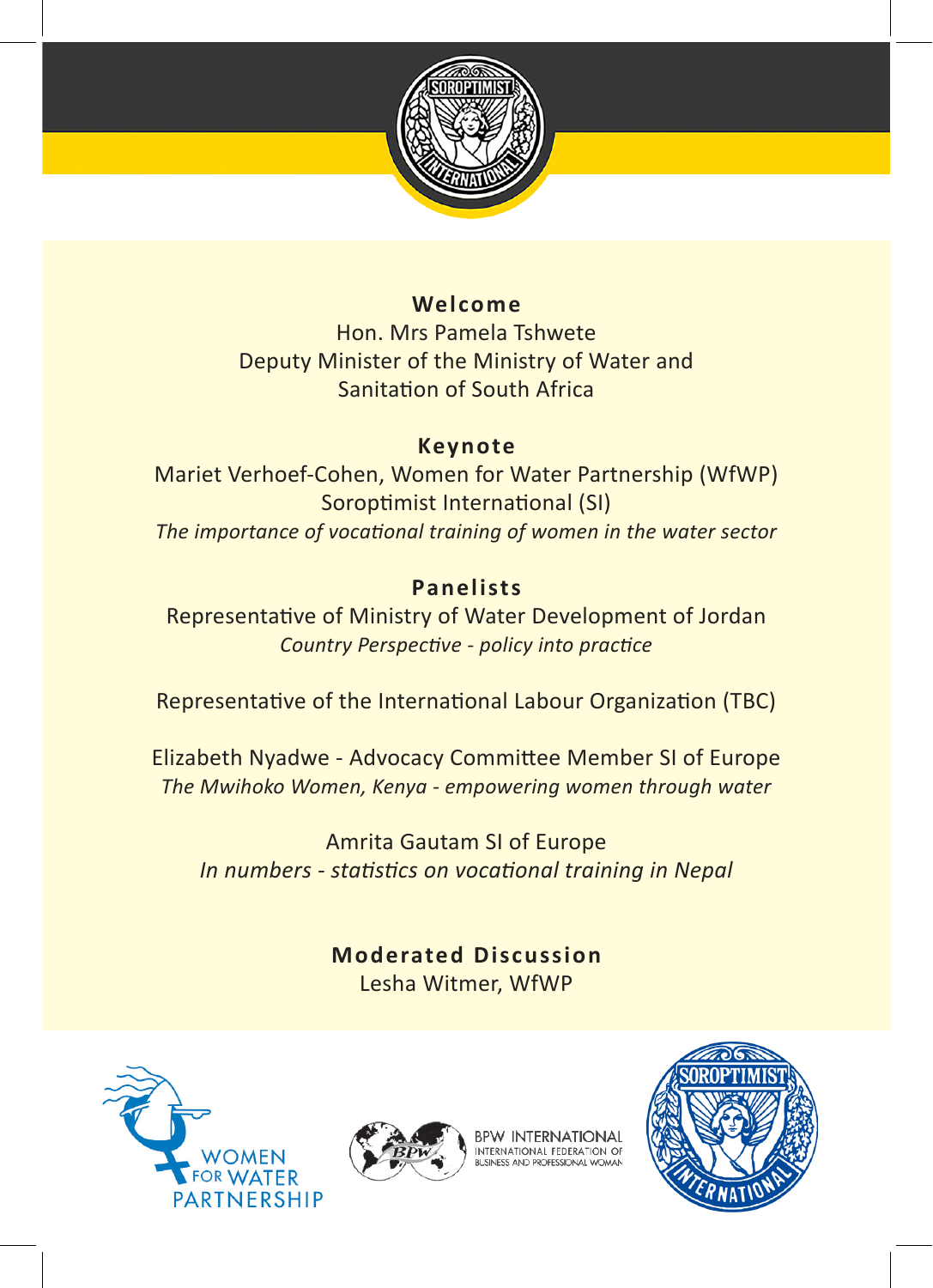## Welcome

Hon. Mrs Pamela Tshwete
Deputy Minister of the Ministry of Water and Sanitation of South Africa

## Keynote

Mariet Verhoef-Cohen, Women for Water Partnership (WfWP)
Soroptimist International (SI)
*The importance of vocational training of women in the water sector*

## Panelists

Representative of Ministry of Water Development of Jordan
*Country Perspective - policy into practice*

Representative of the International Labour Organization (TBC)

Elizabeth Nyadwe - Advocacy Committee Member SI of Europe
*The Mwihoko Women, Kenya - empowering women through water*

Amrita Gautam SI of Europe
*In numbers - statistics on vocational training in Nepal*

## Moderated Discussion

Lesha Witmer, WfWP

WOMEN FOR WATER PARTNERSHIP

BPW INTERNATIONAL
INTERNATIONAL FEDERATION OF BUSINESS AND PROFESSIONAL WOMAN

SOROPTIMIST INTERNATIONAL